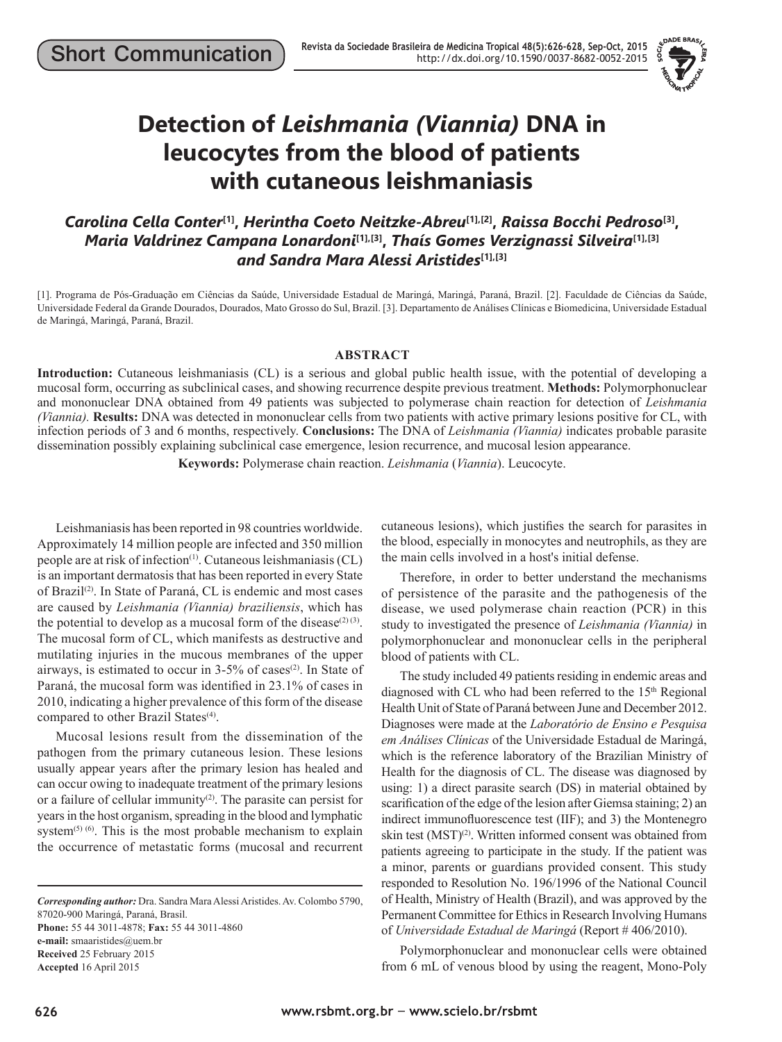Short Communication

# Detection of *Leishmania (Viannia)* DNA in leucocytes from the blood of patients with cutaneous leishmaniasis

***Carolina Cella Conter*[1], *Herintha Coeto Neitzke-Abreu*[1],[2], *Raissa Bocchi Pedroso*[3], *Maria Valdrinez Campana Lonardoni*[1],[3], *Thaís Gomes Verzignassi Silveira*[1],[3] *and Sandra Mara Alessi Aristides*[1],[3]**

[1]. Programa de Pós-Graduação em Ciências da Saúde, Universidade Estadual de Maringá, Maringá, Paraná, Brazil. [2]. Faculdade de Ciências da Saúde, Universidade Federal da Grande Dourados, Dourados, Mato Grosso do Sul, Brazil. [3]. Departamento de Análises Clínicas e Biomedicina, Universidade Estadual de Maringá, Maringá, Paraná, Brazil.

## ABSTRACT

**Introduction:** Cutaneous leishmaniasis (CL) is a serious and global public health issue, with the potential of developing a mucosal form, occurring as subclinical cases, and showing recurrence despite previous treatment. **Methods:** Polymorphonuclear and mononuclear DNA obtained from 49 patients was subjected to polymerase chain reaction for detection of *Leishmania (Viannia).* **Results:** DNA was detected in mononuclear cells from two patients with active primary lesions positive for CL, with infection periods of 3 and 6 months, respectively. **Conclusions:** The DNA of *Leishmania (Viannia)* indicates probable parasite dissemination possibly explaining subclinical case emergence, lesion recurrence, and mucosal lesion appearance.

**Keywords:** Polymerase chain reaction. *Leishmania* (*Viannia*). Leucocyte.

Leishmaniasis has been reported in 98 countries worldwide. Approximately 14 million people are infected and 350 million people are at risk of infection[1]. Cutaneous leishmaniasis (CL) is an important dermatosis that has been reported in every State of Brazil[2]. In State of Paraná, CL is endemic and most cases are caused by *Leishmania (Viannia) braziliensis*, which has the potential to develop as a mucosal form of the disease[2] [3]. The mucosal form of CL, which manifests as destructive and mutilating injuries in the mucous membranes of the upper airways, is estimated to occur in 3-5% of cases[2]. In State of Paraná, the mucosal form was identified in 23.1% of cases in 2010, indicating a higher prevalence of this form of the disease compared to other Brazil States[4].

Mucosal lesions result from the dissemination of the pathogen from the primary cutaneous lesion. These lesions usually appear years after the primary lesion has healed and can occur owing to inadequate treatment of the primary lesions or a failure of cellular immunity[2]. The parasite can persist for years in the host organism, spreading in the blood and lymphatic system[5] [6]. This is the most probable mechanism to explain the occurrence of metastatic forms (mucosal and recurrent cutaneous lesions), which justifies the search for parasites in the blood, especially in monocytes and neutrophils, as they are the main cells involved in a host's initial defense.

Therefore, in order to better understand the mechanisms of persistence of the parasite and the pathogenesis of the disease, we used polymerase chain reaction (PCR) in this study to investigated the presence of *Leishmania (Viannia)* in polymorphonuclear and mononuclear cells in the peripheral blood of patients with CL.

The study included 49 patients residing in endemic areas and diagnosed with CL who had been referred to the 15th Regional Health Unit of State of Paraná between June and December 2012. Diagnoses were made at the *Laboratório de Ensino e Pesquisa em Análises Clínicas* of the Universidade Estadual de Maringá, which is the reference laboratory of the Brazilian Ministry of Health for the diagnosis of CL. The disease was diagnosed by using: 1) a direct parasite search (DS) in material obtained by scarification of the edge of the lesion after Giemsa staining; 2) an indirect immunofluorescence test (IIF); and 3) the Montenegro skin test (MST)[2]. Written informed consent was obtained from patients agreeing to participate in the study. If the patient was a minor, parents or guardians provided consent. This study responded to Resolution No. 196/1996 of the National Council of Health, Ministry of Health (Brazil), and was approved by the Permanent Committee for Ethics in Research Involving Humans of *Universidade Estadual de Maringá* (Report # 406/2010).

Polymorphonuclear and mononuclear cells were obtained from 6 mL of venous blood by using the reagent, Mono-Poly

*Corresponding author:* Dra. Sandra Mara Alessi Aristides. Av. Colombo 5790, 87020-900 Maringá, Paraná, Brasil.
**Phone:** 55 44 3011-4878; **Fax:** 55 44 3011-4860
**e-mail:** smaaristides@uem.br
**Received** 25 February 2015
**Accepted** 16 April 2015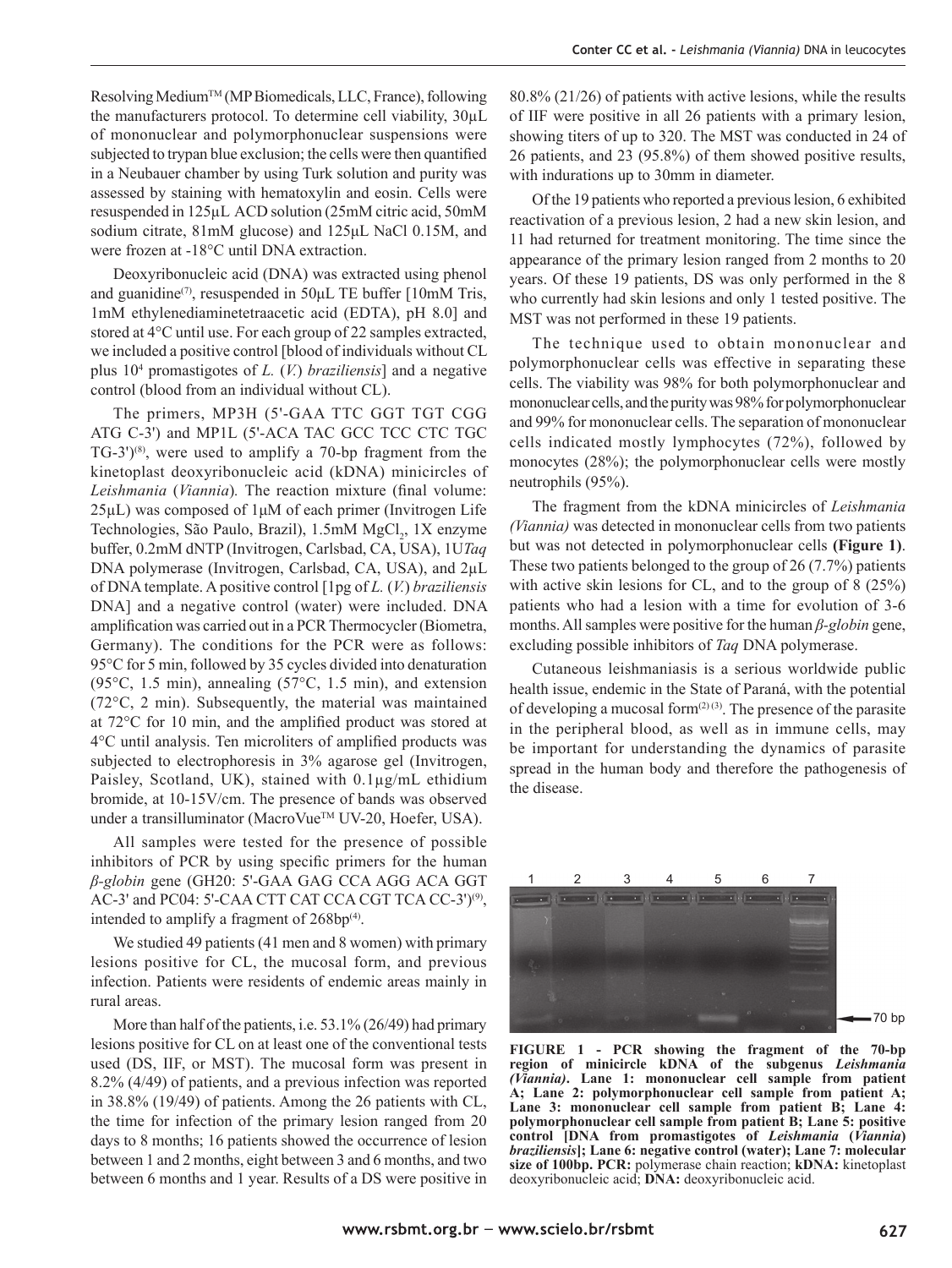Resolving Medium™ (MP Biomedicals, LLC, France), following the manufacturers protocol. To determine cell viability, 30µL of mononuclear and polymorphonuclear suspensions were subjected to trypan blue exclusion; the cells were then quantified in a Neubauer chamber by using Turk solution and purity was assessed by staining with hematoxylin and eosin. Cells were resuspended in 125µL ACD solution (25mM citric acid, 50mM sodium citrate, 81mM glucose) and 125µL NaCl 0.15M, and were frozen at -18°C until DNA extraction.

Deoxyribonucleic acid (DNA) was extracted using phenol and guanidine[7], resuspended in 50µL TE buffer [10mM Tris, 1mM ethylenediaminetetraacetic acid (EDTA), pH 8.0] and stored at 4°C until use. For each group of 22 samples extracted, we included a positive control [blood of individuals without CL plus $10^4$ promastigotes of *L.* (*V.*) *braziliensis*] and a negative control (blood from an individual without CL).

The primers, MP3H (5'-GAA TTC GGT TGT CGG ATG C-3') and MP1L (5'-ACA TAC GCC TCC CTC TGC TG-3')[8], were used to amplify a 70-bp fragment from the kinetoplast deoxyribonucleic acid (kDNA) minicircles of *Leishmania* (*Viannia*). The reaction mixture (final volume: 25µL) was composed of 1µM of each primer (Invitrogen Life Technologies, São Paulo, Brazil), 1.5mM $MgCl_2$, 1X enzyme buffer, 0.2mM dNTP (Invitrogen, Carlsbad, CA, USA), 1U*Taq* DNA polymerase (Invitrogen, Carlsbad, CA, USA), and 2µL of DNA template. A positive control [1pg of *L.* (*V.*) *braziliensis* DNA] and a negative control (water) were included. DNA amplification was carried out in a PCR Thermocycler (Biometra, Germany). The conditions for the PCR were as follows: 95°C for 5 min, followed by 35 cycles divided into denaturation (95°C, 1.5 min), annealing (57°C, 1.5 min), and extension (72°C, 2 min). Subsequently, the material was maintained at 72°C for 10 min, and the amplified product was stored at 4°C until analysis. Ten microliters of amplified products was subjected to electrophoresis in 3% agarose gel (Invitrogen, Paisley, Scotland, UK), stained with 0.1µg/mL ethidium bromide, at 10-15V/cm. The presence of bands was observed under a transilluminator (MacroVue™ UV-20, Hoefer, USA).

All samples were tested for the presence of possible inhibitors of PCR by using specific primers for the human *β-globin* gene (GH20: 5'-GAA GAG CCA AGG ACA GGT AC-3' and PC04: 5'-CAA CTT CAT CCA CGT TCA CC-3')[9], intended to amplify a fragment of 268bp[4].

We studied 49 patients (41 men and 8 women) with primary lesions positive for CL, the mucosal form, and previous infection. Patients were residents of endemic areas mainly in rural areas.

More than half of the patients, i.e. 53.1% (26/49) had primary lesions positive for CL on at least one of the conventional tests used (DS, IIF, or MST). The mucosal form was present in 8.2% (4/49) of patients, and a previous infection was reported in 38.8% (19/49) of patients. Among the 26 patients with CL, the time for infection of the primary lesion ranged from 20 days to 8 months; 16 patients showed the occurrence of lesion between 1 and 2 months, eight between 3 and 6 months, and two between 6 months and 1 year. Results of a DS were positive in 80.8% (21/26) of patients with active lesions, while the results of IIF were positive in all 26 patients with a primary lesion, showing titers of up to 320. The MST was conducted in 24 of 26 patients, and 23 (95.8%) of them showed positive results, with indurations up to 30mm in diameter.

Of the 19 patients who reported a previous lesion, 6 exhibited reactivation of a previous lesion, 2 had a new skin lesion, and 11 had returned for treatment monitoring. The time since the appearance of the primary lesion ranged from 2 months to 20 years. Of these 19 patients, DS was only performed in the 8 who currently had skin lesions and only 1 tested positive. The MST was not performed in these 19 patients.

The technique used to obtain mononuclear and polymorphonuclear cells was effective in separating these cells. The viability was 98% for both polymorphonuclear and mononuclear cells, and the purity was 98% for polymorphonuclear and 99% for mononuclear cells. The separation of mononuclear cells indicated mostly lymphocytes (72%), followed by monocytes (28%); the polymorphonuclear cells were mostly neutrophils (95%).

The fragment from the kDNA minicircles of *Leishmania (Viannia)* was detected in mononuclear cells from two patients but was not detected in polymorphonuclear cells **(Figure 1)**. These two patients belonged to the group of 26 (7.7%) patients with active skin lesions for CL, and to the group of 8 (25%) patients who had a lesion with a time for evolution of 3-6 months. All samples were positive for the human *β-globin* gene, excluding possible inhibitors of *Taq* DNA polymerase.

Cutaneous leishmaniasis is a serious worldwide public health issue, endemic in the State of Paraná, with the potential of developing a mucosal form[2,3]. The presence of the parasite in the peripheral blood, as well as in immune cells, may be important for understanding the dynamics of parasite spread in the human body and therefore the pathogenesis of the disease.

**FIGURE 1 - PCR showing the fragment of the 70-bp region of minicircle kDNA of the subgenus *Leishmania (Viannia)*. Lane 1: mononuclear cell sample from patient A; Lane 2: polymorphonuclear cell sample from patient A; Lane 3: mononuclear cell sample from patient B; Lane 4: polymorphonuclear cell sample from patient B; Lane 5: positive control [DNA from promastigotes of *Leishmania* (*Viannia*) *braziliensis*]; Lane 6: negative control (water); Lane 7: molecular size of 100bp. PCR:** polymerase chain reaction; **kDNA:** kinetoplast deoxyribonucleic acid; **DNA:** deoxyribonucleic acid.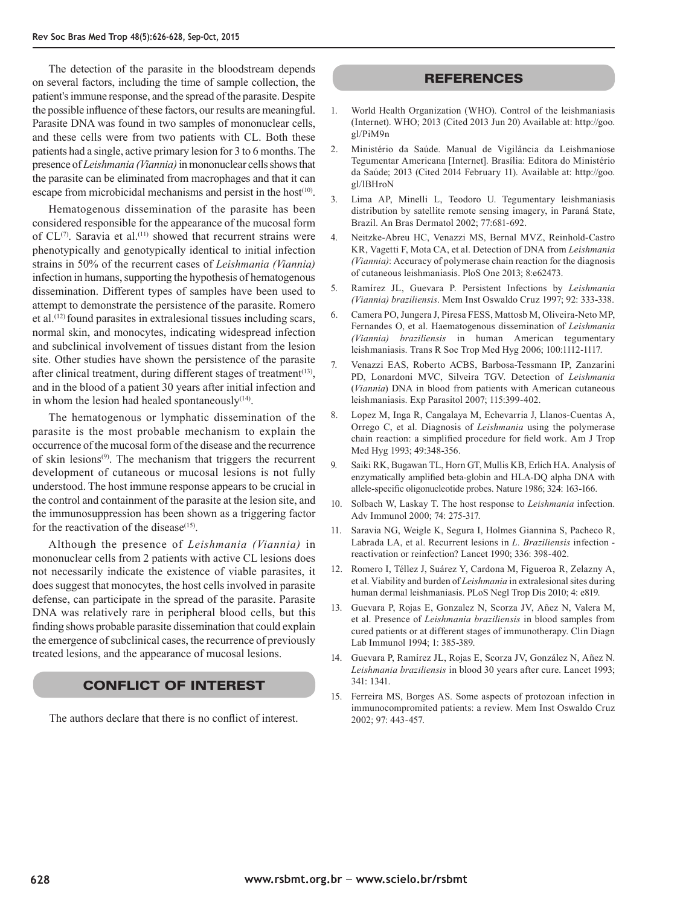The detection of the parasite in the bloodstream depends on several factors, including the time of sample collection, the patient's immune response, and the spread of the parasite. Despite the possible influence of these factors, our results are meaningful. Parasite DNA was found in two samples of mononuclear cells, and these cells were from two patients with CL. Both these patients had a single, active primary lesion for 3 to 6 months. The presence of *Leishmania (Viannia)* in mononuclear cells shows that the parasite can be eliminated from macrophages and that it can escape from microbicidal mechanisms and persist in the host[10].

Hematogenous dissemination of the parasite has been considered responsible for the appearance of the mucosal form of CL[7]. Saravia et al.[11] showed that recurrent strains were phenotypically and genotypically identical to initial infection strains in 50% of the recurrent cases of *Leishmania (Viannia)* infection in humans, supporting the hypothesis of hematogenous dissemination. Different types of samples have been used to attempt to demonstrate the persistence of the parasite. Romero et al.[12] found parasites in extralesional tissues including scars, normal skin, and monocytes, indicating widespread infection and subclinical involvement of tissues distant from the lesion site. Other studies have shown the persistence of the parasite after clinical treatment, during different stages of treatment[13], and in the blood of a patient 30 years after initial infection and in whom the lesion had healed spontaneously[14].

The hematogenous or lymphatic dissemination of the parasite is the most probable mechanism to explain the occurrence of the mucosal form of the disease and the recurrence of skin lesions[9]. The mechanism that triggers the recurrent development of cutaneous or mucosal lesions is not fully understood. The host immune response appears to be crucial in the control and containment of the parasite at the lesion site, and the immunosuppression has been shown as a triggering factor for the reactivation of the disease[15].

Although the presence of *Leishmania (Viannia)* in mononuclear cells from 2 patients with active CL lesions does not necessarily indicate the existence of viable parasites, it does suggest that monocytes, the host cells involved in parasite defense, can participate in the spread of the parasite. Parasite DNA was relatively rare in peripheral blood cells, but this finding shows probable parasite dissemination that could explain the emergence of subclinical cases, the recurrence of previously treated lesions, and the appearance of mucosal lesions.

## CONFLICT OF INTEREST

The authors declare that there is no conflict of interest.

## REFERENCES

1. World Health Organization (WHO). Control of the leishmaniasis (Internet). WHO; 2013 (Cited 2013 Jun 20) Available at: http://goo.gl/PiM9n
2. Ministério da Saúde. Manual de Vigilância da Leishmaniose Tegumentar Americana [Internet]. Brasília: Editora do Ministério da Saúde; 2013 (Cited 2014 February 11). Available at: http://goo.gl/lBHroN
3. Lima AP, Minelli L, Teodoro U. Tegumentary leishmaniasis distribution by satellite remote sensing imagery, in Paraná State, Brazil. An Bras Dermatol 2002; 77:681-692.
4. Neitzke-Abreu HC, Venazzi MS, Bernal MVZ, Reinhold-Castro KR, Vagetti F, Mota CA, et al. Detection of DNA from *Leishmania (Viannia)*: Accuracy of polymerase chain reaction for the diagnosis of cutaneous leishmaniasis. PloS One 2013; 8:e62473.
5. Ramírez JL, Guevara P. Persistent Infections by *Leishmania (Viannia) braziliensis*. Mem Inst Oswaldo Cruz 1997; 92: 333-338.
6. Camera PO, Jungera J, Piresa FESS, Mattosb M, Oliveira-Neto MP, Fernandes O, et al. Haematogenous dissemination of *Leishmania (Viannia) braziliensis* in human American tegumentary leishmaniasis. Trans R Soc Trop Med Hyg 2006; 100:1112-1117.
7. Venazzi EAS, Roberto ACBS, Barbosa-Tessmann IP, Zanzarini PD, Lonardoni MVC, Silveira TGV. Detection of *Leishmania* (*Viannia*) DNA in blood from patients with American cutaneous leishmaniasis. Exp Parasitol 2007; 115:399-402.
8. Lopez M, Inga R, Cangalaya M, Echevarria J, Llanos-Cuentas A, Orrego C, et al. Diagnosis of *Leishmania* using the polymerase chain reaction: a simplified procedure for field work. Am J Trop Med Hyg 1993; 49:348-356.
9. Saiki RK, Bugawan TL, Horn GT, Mullis KB, Erlich HA. Analysis of enzymatically amplified beta-globin and HLA-DQ alpha DNA with allele-specific oligonucleotide probes. Nature 1986; 324: 163-166.
10. Solbach W, Laskay T. The host response to *Leishmania* infection. Adv Immunol 2000; 74: 275-317.
11. Saravia NG, Weigle K, Segura I, Holmes Giannina S, Pacheco R, Labrada LA, et al. Recurrent lesions in *L. Braziliensis* infection - reactivation or reinfection? Lancet 1990; 336: 398-402.
12. Romero I, Téllez J, Suárez Y, Cardona M, Figueroa R, Zelazny A, et al. Viability and burden of *Leishmania* in extralesional sites during human dermal leishmaniasis. PLoS Negl Trop Dis 2010; 4: e819.
13. Guevara P, Rojas E, Gonzalez N, Scorza JV, Añez N, Valera M, et al. Presence of *Leishmania braziliensis* in blood samples from cured patients or at different stages of immunotherapy. Clin Diagn Lab Immunol 1994; 1: 385-389.
14. Guevara P, Ramírez JL, Rojas E, Scorza JV, González N, Añez N. *Leishmania braziliensis* in blood 30 years after cure. Lancet 1993; 341: 1341.
15. Ferreira MS, Borges AS. Some aspects of protozoan infection in immunocompromited patients: a review. Mem Inst Oswaldo Cruz 2002; 97: 443-457.